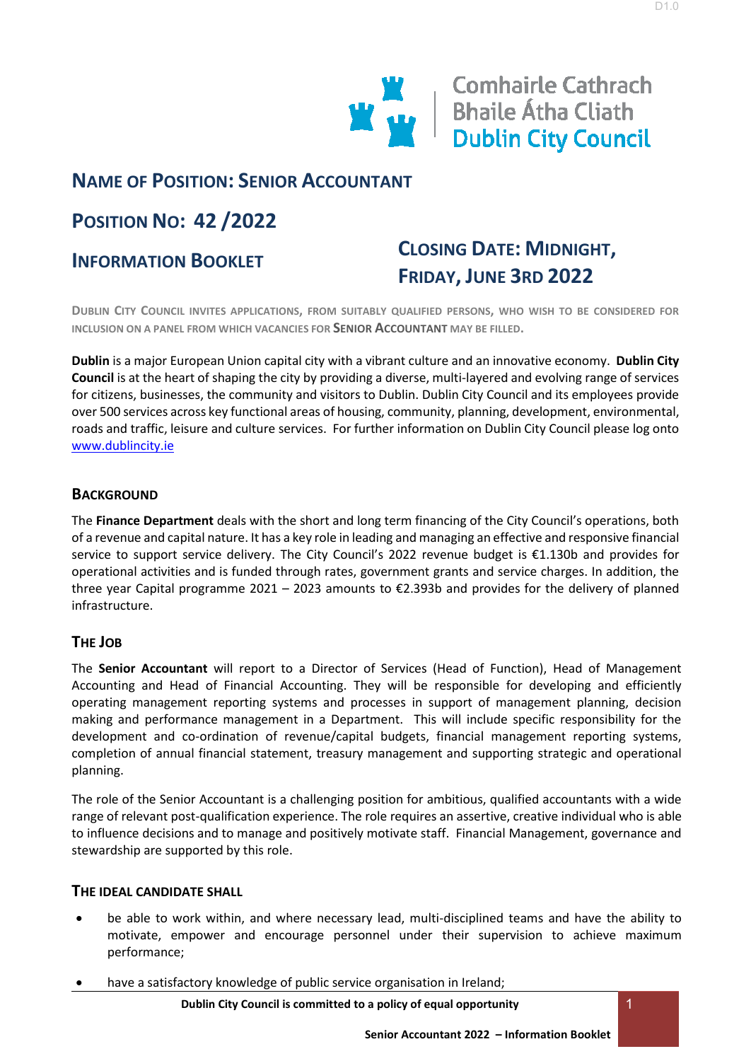Comhairle Cathrach Bhaile Átha Cliath
Dublin City Council

# NAME OF POSITION: SENIOR ACCOUNTANT

## POSITION NO: 42 /2022

## INFORMATION BOOKLET

## CLOSING DATE: MIDNIGHT, FRIDAY, JUNE 3RD 2022

DUBLIN CITY COUNCIL INVITES APPLICATIONS, FROM SUITABLY QUALIFIED PERSONS, WHO WISH TO BE CONSIDERED FOR INCLUSION ON A PANEL FROM WHICH VACANCIES FOR **SENIOR ACCOUNTANT** MAY BE FILLED.

**Dublin** is a major European Union capital city with a vibrant culture and an innovative economy. **Dublin City Council** is at the heart of shaping the city by providing a diverse, multi-layered and evolving range of services for citizens, businesses, the community and visitors to Dublin. Dublin City Council and its employees provide over 500 services across key functional areas of housing, community, planning, development, environmental, roads and traffic, leisure and culture services. For further information on Dublin City Council please log onto www.dublincity.ie

### BACKGROUND

The **Finance Department** deals with the short and long term financing of the City Council's operations, both of a revenue and capital nature. It has a key role in leading and managing an effective and responsive financial service to support service delivery. The City Council's 2022 revenue budget is €1.130b and provides for operational activities and is funded through rates, government grants and service charges. In addition, the three year Capital programme 2021 – 2023 amounts to €2.393b and provides for the delivery of planned infrastructure.

### THE JOB

The **Senior Accountant** will report to a Director of Services (Head of Function), Head of Management Accounting and Head of Financial Accounting. They will be responsible for developing and efficiently operating management reporting systems and processes in support of management planning, decision making and performance management in a Department. This will include specific responsibility for the development and co-ordination of revenue/capital budgets, financial management reporting systems, completion of annual financial statement, treasury management and supporting strategic and operational planning.

The role of the Senior Accountant is a challenging position for ambitious, qualified accountants with a wide range of relevant post-qualification experience. The role requires an assertive, creative individual who is able to influence decisions and to manage and positively motivate staff. Financial Management, governance and stewardship are supported by this role.

### THE IDEAL CANDIDATE SHALL

- be able to work within, and where necessary lead, multi-disciplined teams and have the ability to motivate, empower and encourage personnel under their supervision to achieve maximum performance;
- have a satisfactory knowledge of public service organisation in Ireland;

**Dublin City Council is committed to a policy of equal opportunity**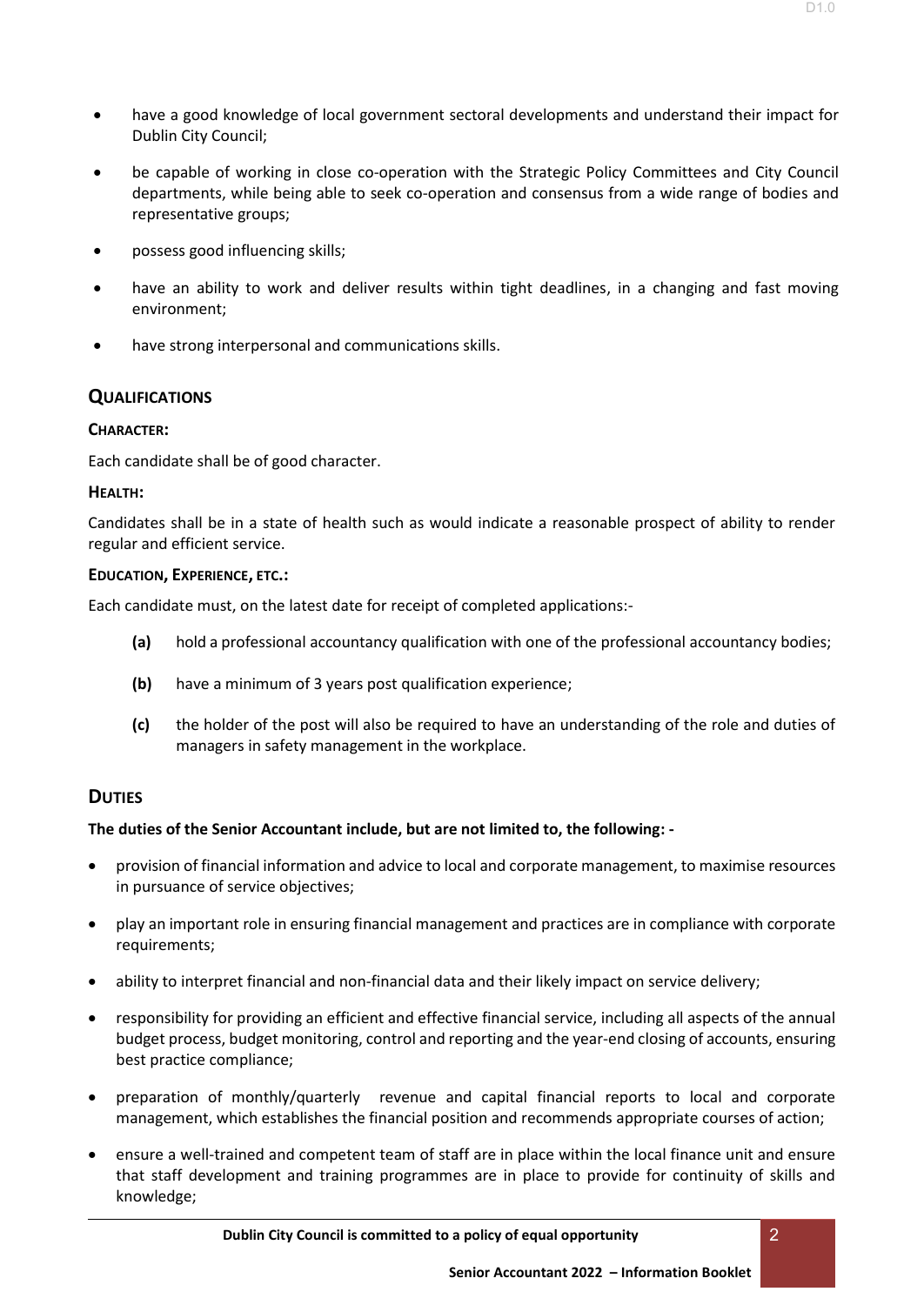- have a good knowledge of local government sectoral developments and understand their impact for Dublin City Council;
- be capable of working in close co-operation with the Strategic Policy Committees and City Council departments, while being able to seek co-operation and consensus from a wide range of bodies and representative groups;
- possess good influencing skills;
- have an ability to work and deliver results within tight deadlines, in a changing and fast moving environment;
- have strong interpersonal and communications skills.

## QUALIFICATIONS

### CHARACTER:

Each candidate shall be of good character.

### HEALTH:

Candidates shall be in a state of health such as would indicate a reasonable prospect of ability to render regular and efficient service.

### EDUCATION, EXPERIENCE, ETC.:

Each candidate must, on the latest date for receipt of completed applications:-

- **(a)** hold a professional accountancy qualification with one of the professional accountancy bodies;
- **(b)** have a minimum of 3 years post qualification experience;
- **(c)** the holder of the post will also be required to have an understanding of the role and duties of managers in safety management in the workplace.

## DUTIES

**The duties of the Senior Accountant include, but are not limited to, the following: -**

- provision of financial information and advice to local and corporate management, to maximise resources in pursuance of service objectives;
- play an important role in ensuring financial management and practices are in compliance with corporate requirements;
- ability to interpret financial and non-financial data and their likely impact on service delivery;
- responsibility for providing an efficient and effective financial service, including all aspects of the annual budget process, budget monitoring, control and reporting and the year-end closing of accounts, ensuring best practice compliance;
- preparation of monthly/quarterly revenue and capital financial reports to local and corporate management, which establishes the financial position and recommends appropriate courses of action;
- ensure a well-trained and competent team of staff are in place within the local finance unit and ensure that staff development and training programmes are in place to provide for continuity of skills and knowledge;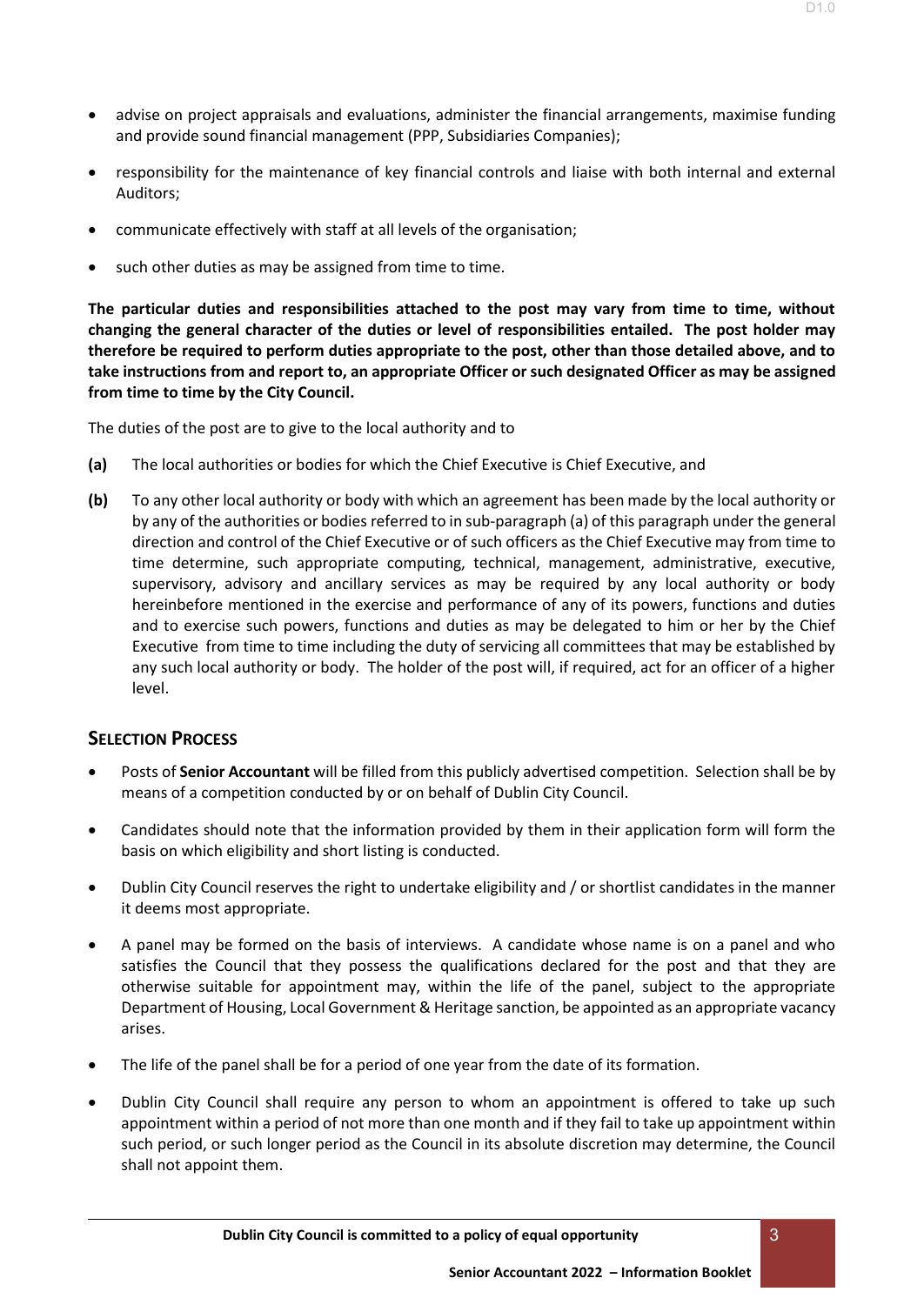- advise on project appraisals and evaluations, administer the financial arrangements, maximise funding and provide sound financial management (PPP, Subsidiaries Companies);
- responsibility for the maintenance of key financial controls and liaise with both internal and external Auditors;
- communicate effectively with staff at all levels of the organisation;
- such other duties as may be assigned from time to time.

**The particular duties and responsibilities attached to the post may vary from time to time, without changing the general character of the duties or level of responsibilities entailed. The post holder may therefore be required to perform duties appropriate to the post, other than those detailed above, and to take instructions from and report to, an appropriate Officer or such designated Officer as may be assigned from time to time by the City Council.**

The duties of the post are to give to the local authority and to

**(a)** The local authorities or bodies for which the Chief Executive is Chief Executive, and

**(b)** To any other local authority or body with which an agreement has been made by the local authority or by any of the authorities or bodies referred to in sub-paragraph (a) of this paragraph under the general direction and control of the Chief Executive or of such officers as the Chief Executive may from time to time determine, such appropriate computing, technical, management, administrative, executive, supervisory, advisory and ancillary services as may be required by any local authority or body hereinbefore mentioned in the exercise and performance of any of its powers, functions and duties and to exercise such powers, functions and duties as may be delegated to him or her by the Chief Executive from time to time including the duty of servicing all committees that may be established by any such local authority or body. The holder of the post will, if required, act for an officer of a higher level.

## SELECTION PROCESS

- Posts of **Senior Accountant** will be filled from this publicly advertised competition. Selection shall be by means of a competition conducted by or on behalf of Dublin City Council.
- Candidates should note that the information provided by them in their application form will form the basis on which eligibility and short listing is conducted.
- Dublin City Council reserves the right to undertake eligibility and / or shortlist candidates in the manner it deems most appropriate.
- A panel may be formed on the basis of interviews. A candidate whose name is on a panel and who satisfies the Council that they possess the qualifications declared for the post and that they are otherwise suitable for appointment may, within the life of the panel, subject to the appropriate Department of Housing, Local Government & Heritage sanction, be appointed as an appropriate vacancy arises.
- The life of the panel shall be for a period of one year from the date of its formation.
- Dublin City Council shall require any person to whom an appointment is offered to take up such appointment within a period of not more than one month and if they fail to take up appointment within such period, or such longer period as the Council in its absolute discretion may determine, the Council shall not appoint them.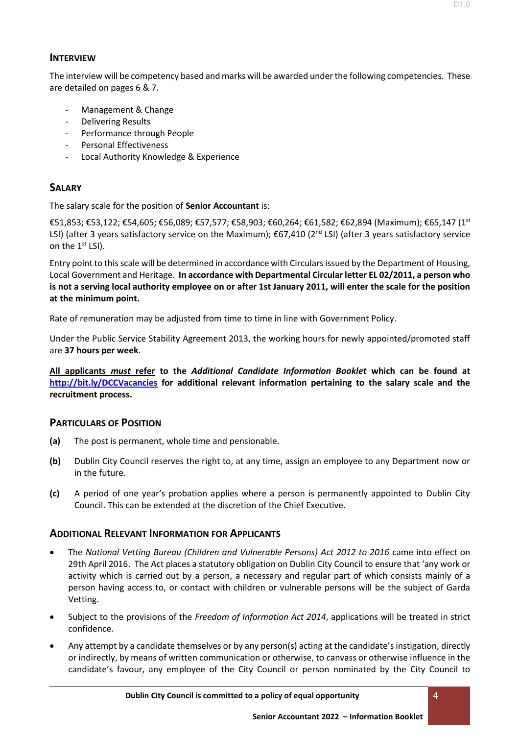## INTERVIEW

The interview will be competency based and marks will be awarded under the following competencies. These are detailed on pages 6 & 7.

- Management & Change
- Delivering Results
- Performance through People
- Personal Effectiveness
- Local Authority Knowledge & Experience

## SALARY

The salary scale for the position of **Senior Accountant** is:

€51,853; €53,122; €54,605; €56,089; €57,577; €58,903; €60,264; €61,582; €62,894 (Maximum); €65,147 (1st LSI) (after 3 years satisfactory service on the Maximum); €67,410 (2nd LSI) (after 3 years satisfactory service on the 1st LSI).

Entry point to this scale will be determined in accordance with Circulars issued by the Department of Housing, Local Government and Heritage. **In accordance with Departmental Circular letter EL 02/2011, a person who is not a serving local authority employee on or after 1st January 2011, will enter the scale for the position at the minimum point.**

Rate of remuneration may be adjusted from time to time in line with Government Policy.

Under the Public Service Stability Agreement 2013, the working hours for newly appointed/promoted staff are **37 hours per week**.

**All applicants *must* refer to the *Additional Candidate Information Booklet* which can be found at [http://bit.ly/DCCVacancies](http://bit.ly/DCCVacancies) for additional relevant information pertaining to the salary scale and the recruitment process.**

## PARTICULARS OF POSITION

**(a)** The post is permanent, whole time and pensionable.

**(b)** Dublin City Council reserves the right to, at any time, assign an employee to any Department now or in the future.

**(c)** A period of one year's probation applies where a person is permanently appointed to Dublin City Council. This can be extended at the discretion of the Chief Executive.

## ADDITIONAL RELEVANT INFORMATION FOR APPLICANTS

- The *National Vetting Bureau (Children and Vulnerable Persons) Act 2012 to 2016* came into effect on 29th April 2016. The Act places a statutory obligation on Dublin City Council to ensure that 'any work or activity which is carried out by a person, a necessary and regular part of which consists mainly of a person having access to, or contact with children or vulnerable persons will be the subject of Garda Vetting.
- Subject to the provisions of the *Freedom of Information Act 2014*, applications will be treated in strict confidence.
- Any attempt by a candidate themselves or by any person(s) acting at the candidate's instigation, directly or indirectly, by means of written communication or otherwise, to canvass or otherwise influence in the candidate's favour, any employee of the City Council or person nominated by the City Council to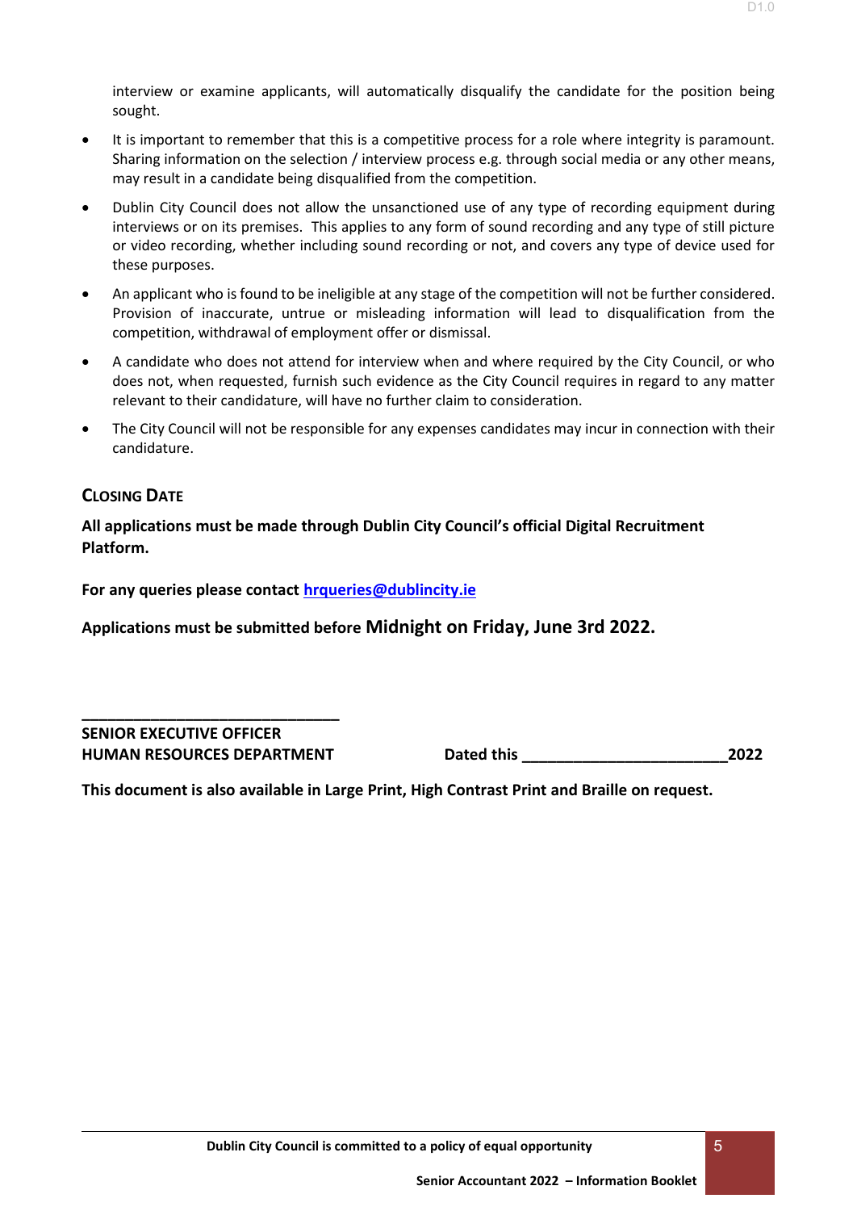interview or examine applicants, will automatically disqualify the candidate for the position being sought.

- It is important to remember that this is a competitive process for a role where integrity is paramount. Sharing information on the selection / interview process e.g. through social media or any other means, may result in a candidate being disqualified from the competition.
- Dublin City Council does not allow the unsanctioned use of any type of recording equipment during interviews or on its premises. This applies to any form of sound recording and any type of still picture or video recording, whether including sound recording or not, and covers any type of device used for these purposes.
- An applicant who is found to be ineligible at any stage of the competition will not be further considered. Provision of inaccurate, untrue or misleading information will lead to disqualification from the competition, withdrawal of employment offer or dismissal.
- A candidate who does not attend for interview when and where required by the City Council, or who does not, when requested, furnish such evidence as the City Council requires in regard to any matter relevant to their candidature, will have no further claim to consideration.
- The City Council will not be responsible for any expenses candidates may incur in connection with their candidature.

## Closing Date

**All applications must be made through Dublin City Council's official Digital Recruitment Platform.**

**For any queries please contact [hrqueries@dublincity.ie](mailto:hrqueries@dublincity.ie)**

**Applications must be submitted before Midnight on Friday, June 3rd 2022.**

______________________________

**SENIOR EXECUTIVE OFFICER**
**HUMAN RESOURCES DEPARTMENT** **Dated this ________________________2022**

**This document is also available in Large Print, High Contrast Print and Braille on request.**

**Dublin City Council is committed to a policy of equal opportunity**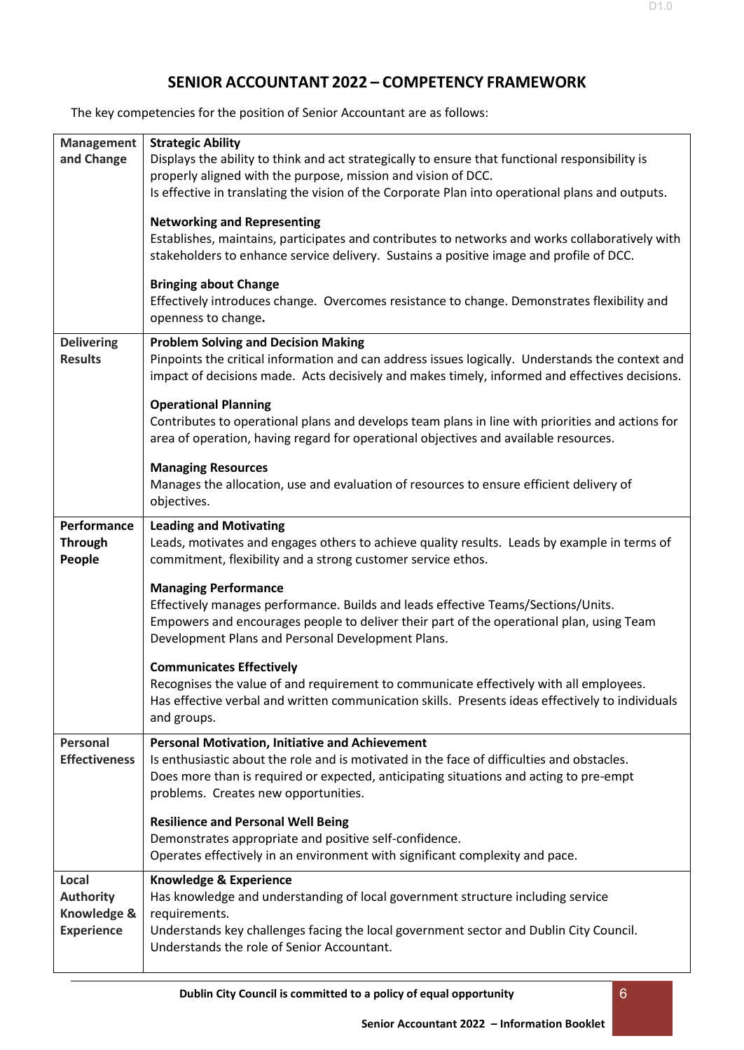# SENIOR ACCOUNTANT 2022 – COMPETENCY FRAMEWORK

The key competencies for the position of Senior Accountant are as follows:

| | |
|---|---|
| **Management and Change** | **Strategic Ability**<br>Displays the ability to think and act strategically to ensure that functional responsibility is properly aligned with the purpose, mission and vision of DCC.<br>Is effective in translating the vision of the Corporate Plan into operational plans and outputs.<br><br>**Networking and Representing**<br>Establishes, maintains, participates and contributes to networks and works collaboratively with stakeholders to enhance service delivery. Sustains a positive image and profile of DCC.<br><br>**Bringing about Change**<br>Effectively introduces change. Overcomes resistance to change. Demonstrates flexibility and openness to change. |
| **Delivering Results** | **Problem Solving and Decision Making**<br>Pinpoints the critical information and can address issues logically. Understands the context and impact of decisions made. Acts decisively and makes timely, informed and effectives decisions.<br><br>**Operational Planning**<br>Contributes to operational plans and develops team plans in line with priorities and actions for area of operation, having regard for operational objectives and available resources.<br><br>**Managing Resources**<br>Manages the allocation, use and evaluation of resources to ensure efficient delivery of objectives. |
| **Performance Through People** | **Leading and Motivating**<br>Leads, motivates and engages others to achieve quality results. Leads by example in terms of commitment, flexibility and a strong customer service ethos.<br><br>**Managing Performance**<br>Effectively manages performance. Builds and leads effective Teams/Sections/Units. Empowers and encourages people to deliver their part of the operational plan, using Team Development Plans and Personal Development Plans.<br><br>**Communicates Effectively**<br>Recognises the value of and requirement to communicate effectively with all employees.<br>Has effective verbal and written communication skills. Presents ideas effectively to individuals and groups. |
| **Personal Effectiveness** | **Personal Motivation, Initiative and Achievement**<br>Is enthusiastic about the role and is motivated in the face of difficulties and obstacles.<br>Does more than is required or expected, anticipating situations and acting to pre-empt problems. Creates new opportunities.<br><br>**Resilience and Personal Well Being**<br>Demonstrates appropriate and positive self-confidence.<br>Operates effectively in an environment with significant complexity and pace. |
| **Local Authority Knowledge & Experience** | **Knowledge & Experience**<br>Has knowledge and understanding of local government structure including service requirements.<br>Understands key challenges facing the local government sector and Dublin City Council.<br>Understands the role of Senior Accountant. |

**Dublin City Council is committed to a policy of equal opportunity**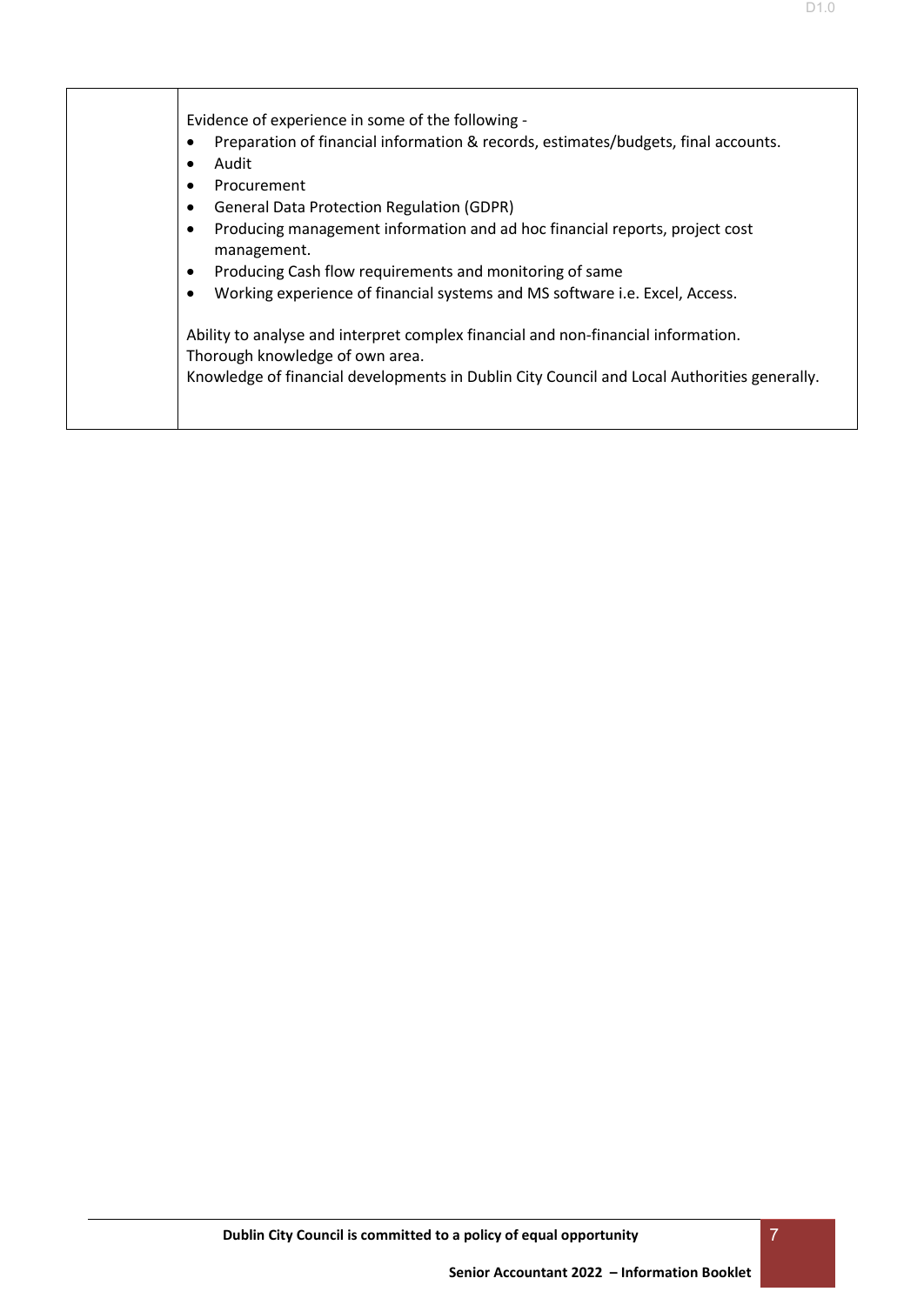| | |
|---|---|
| | Evidence of experience in some of the following -<br>• Preparation of financial information & records, estimates/budgets, final accounts.<br>• Audit<br>• Procurement<br>• General Data Protection Regulation (GDPR)<br>• Producing management information and ad hoc financial reports, project cost management.<br>• Producing Cash flow requirements and monitoring of same<br>• Working experience of financial systems and MS software i.e. Excel, Access.<br><br>Ability to analyse and interpret complex financial and non-financial information.<br>Thorough knowledge of own area.<br>Knowledge of financial developments in Dublin City Council and Local Authorities generally. |